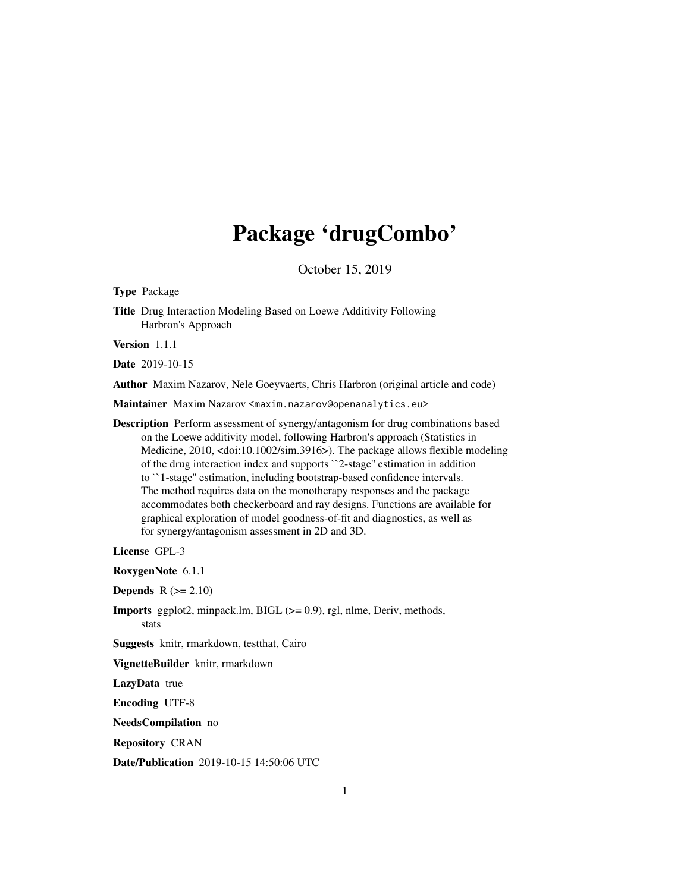# Package 'drugCombo'

October 15, 2019

**Type** Package

**Title** Drug Interaction Modeling Based on Loewe Additivity Following Harbron's Approach

**Version** 1.1.1

**Date** 2019-10-15

**Author** Maxim Nazarov, Nele Goeyvaerts, Chris Harbron (original article and code)

**Maintainer** Maxim Nazarov <maxim.nazarov@openanalytics.eu>

**Description** Perform assessment of synergy/antagonism for drug combinations based on the Loewe additivity model, following Harbron's approach (Statistics in Medicine, 2010, <doi:10.1002/sim.3916>). The package allows flexible modeling of the drug interaction index and supports ``2-stage'' estimation in addition to ``1-stage'' estimation, including bootstrap-based confidence intervals. The method requires data on the monotherapy responses and the package accommodates both checkerboard and ray designs. Functions are available for graphical exploration of model goodness-of-fit and diagnostics, as well as for synergy/antagonism assessment in 2D and 3D.

**License** GPL-3

**RoxygenNote** 6.1.1

**Depends** R (>= 2.10)

**Imports** ggplot2, minpack.lm, BIGL (>= 0.9), rgl, nlme, Deriv, methods, stats

**Suggests** knitr, rmarkdown, testthat, Cairo

**VignetteBuilder** knitr, rmarkdown

**LazyData** true

**Encoding** UTF-8

**NeedsCompilation** no

**Repository** CRAN

**Date/Publication** 2019-10-15 14:50:06 UTC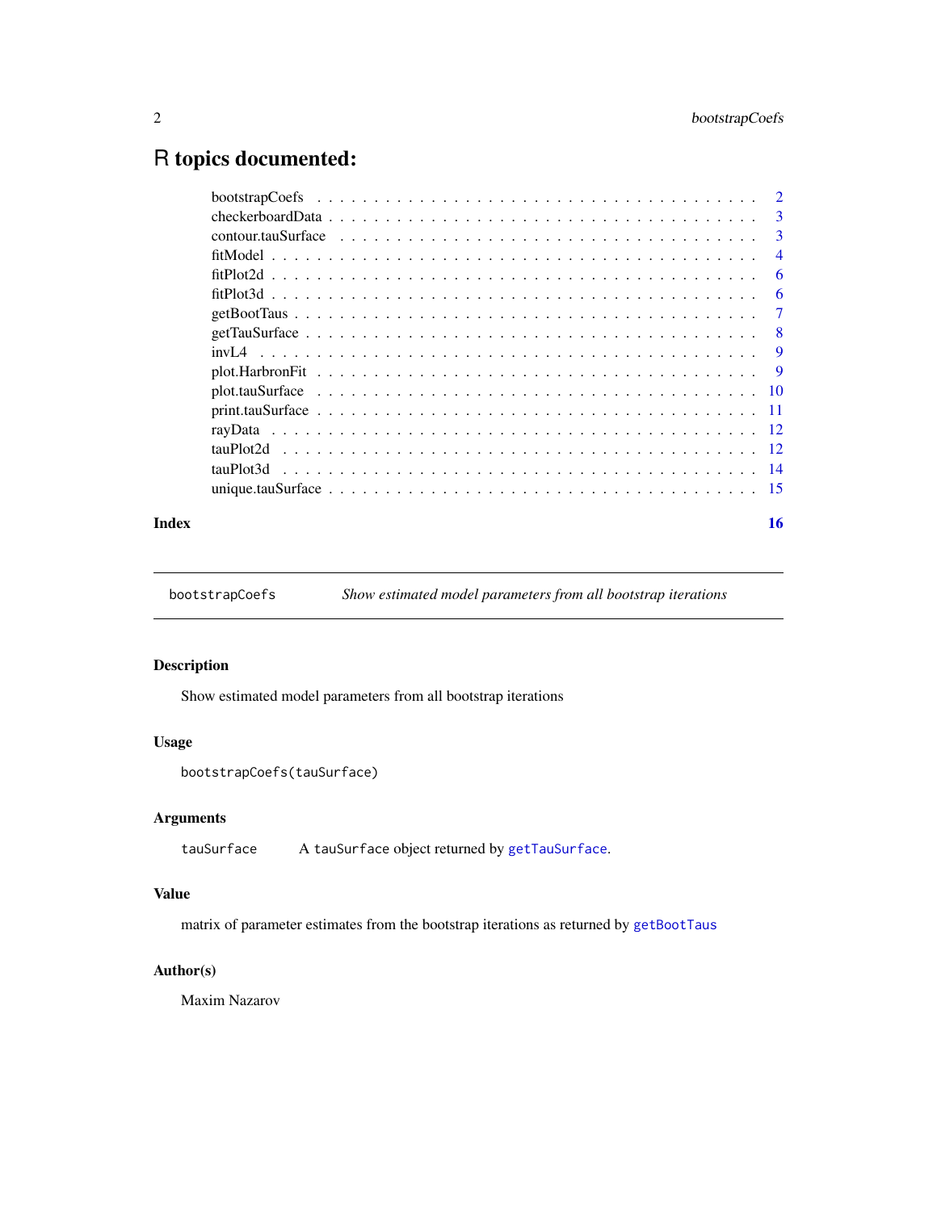# R topics documented:

- bootstrapCoefs . . . . . . . . . . . . . . . . . . . . . . . . . . . . . . . . . . . . . . . . 2
- checkerboardData . . . . . . . . . . . . . . . . . . . . . . . . . . . . . . . . . . . . . . 3
- contour.tauSurface . . . . . . . . . . . . . . . . . . . . . . . . . . . . . . . . . . . . . 3
- fitModel . . . . . . . . . . . . . . . . . . . . . . . . . . . . . . . . . . . . . . . . . . 4
- fitPlot2d . . . . . . . . . . . . . . . . . . . . . . . . . . . . . . . . . . . . . . . . . 6
- fitPlot3d . . . . . . . . . . . . . . . . . . . . . . . . . . . . . . . . . . . . . . . . . 6
- getBootTaus . . . . . . . . . . . . . . . . . . . . . . . . . . . . . . . . . . . . . . . . 7
- getTauSurface . . . . . . . . . . . . . . . . . . . . . . . . . . . . . . . . . . . . . . . 8
- invL4 . . . . . . . . . . . . . . . . . . . . . . . . . . . . . . . . . . . . . . . . . . . 9
- plot.HarbronFit . . . . . . . . . . . . . . . . . . . . . . . . . . . . . . . . . . . . . . 9
- plot.tauSurface . . . . . . . . . . . . . . . . . . . . . . . . . . . . . . . . . . . . . . 10
- print.tauSurface . . . . . . . . . . . . . . . . . . . . . . . . . . . . . . . . . . . . . 11
- rayData . . . . . . . . . . . . . . . . . . . . . . . . . . . . . . . . . . . . . . . . . . 12
- tauPlot2d . . . . . . . . . . . . . . . . . . . . . . . . . . . . . . . . . . . . . . . . . 12
- tauPlot3d . . . . . . . . . . . . . . . . . . . . . . . . . . . . . . . . . . . . . . . . . 14
- unique.tauSurface . . . . . . . . . . . . . . . . . . . . . . . . . . . . . . . . . . . . . 15

**Index** **16**

---

## bootstrapCoefs — *Show estimated model parameters from all bootstrap iterations*

### Description

Show estimated model parameters from all bootstrap iterations

### Usage

```
bootstrapCoefs(tauSurface)
```

### Arguments

| | |
|---|---|
| `tauSurface` | A `tauSurface` object returned by `getTauSurface`. |

### Value

matrix of parameter estimates from the bootstrap iterations as returned by `getBootTaus`

### Author(s)

Maxim Nazarov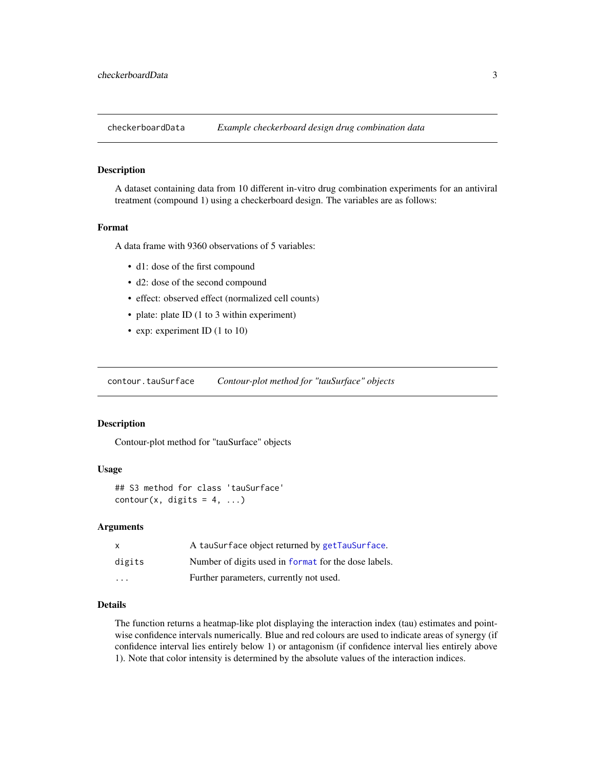## checkerboardData — *Example checkerboard design drug combination data*

### Description

A dataset containing data from 10 different in-vitro drug combination experiments for an antiviral treatment (compound 1) using a checkerboard design. The variables are as follows:

### Format

A data frame with 9360 observations of 5 variables:

- d1: dose of the first compound
- d2: dose of the second compound
- effect: observed effect (normalized cell counts)
- plate: plate ID (1 to 3 within experiment)
- exp: experiment ID (1 to 10)

## contour.tauSurface — *Contour-plot method for "tauSurface" objects*

### Description

Contour-plot method for "tauSurface" objects

### Usage

```
## S3 method for class 'tauSurface'
contour(x, digits = 4, ...)
```

### Arguments

| | |
|---|---|
| x | A tauSurface object returned by getTauSurface. |
| digits | Number of digits used in format for the dose labels. |
| ... | Further parameters, currently not used. |

### Details

The function returns a heatmap-like plot displaying the interaction index (tau) estimates and pointwise confidence intervals numerically. Blue and red colours are used to indicate areas of synergy (if confidence interval lies entirely below 1) or antagonism (if confidence interval lies entirely above 1). Note that color intensity is determined by the absolute values of the interaction indices.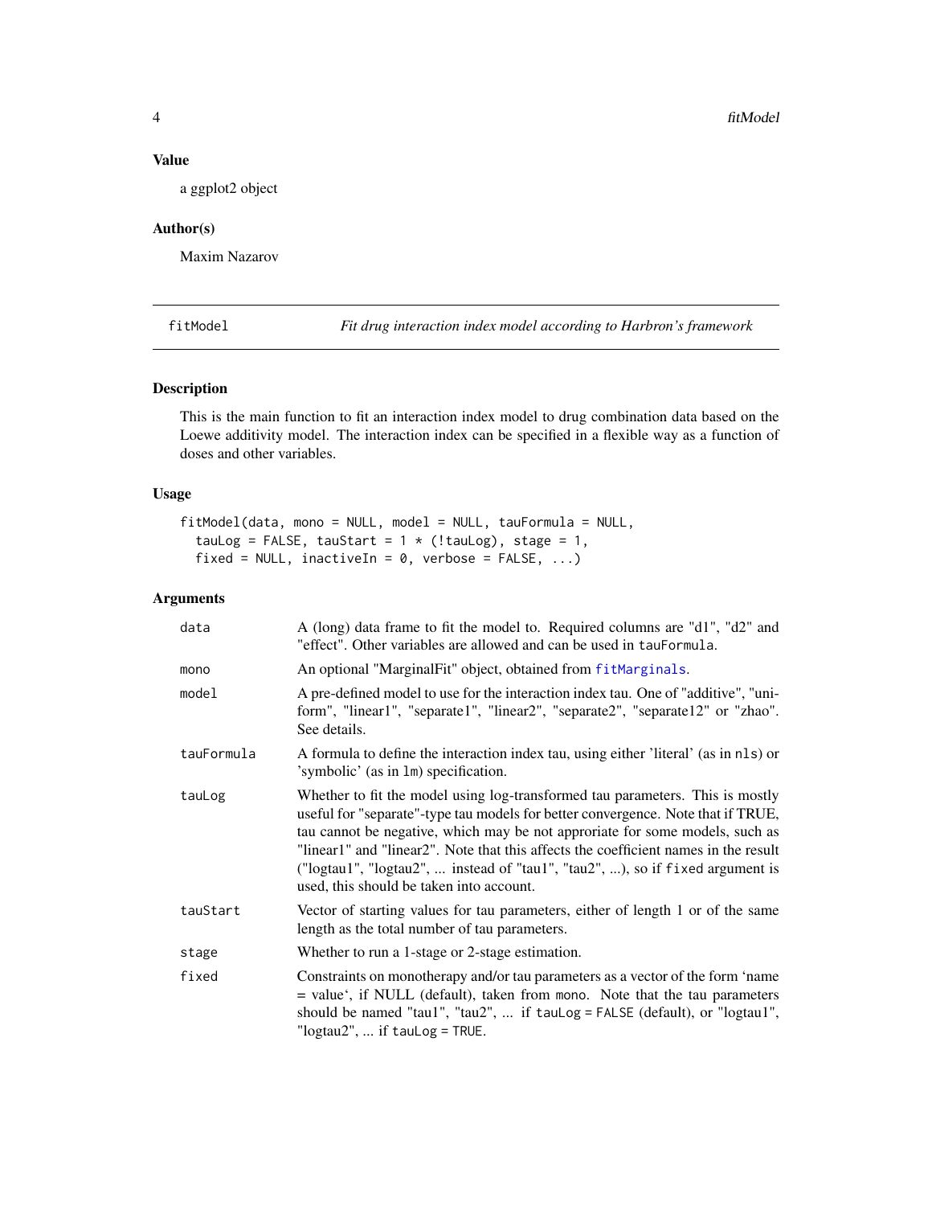## Value

a ggplot2 object

## Author(s)

Maxim Nazarov

---

# fitModel — *Fit drug interaction index model according to Harbron's framework*

## Description

This is the main function to fit an interaction index model to drug combination data based on the Loewe additivity model. The interaction index can be specified in a flexible way as a function of doses and other variables.

## Usage

```
fitModel(data, mono = NULL, model = NULL, tauFormula = NULL,
  tauLog = FALSE, tauStart = 1 * (!tauLog), stage = 1,
  fixed = NULL, inactiveIn = 0, verbose = FALSE, ...)
```

## Arguments

| | |
|---|---|
| `data` | A (long) data frame to fit the model to. Required columns are "d1", "d2" and "effect". Other variables are allowed and can be used in `tauFormula`. |
| `mono` | An optional "MarginalFit" object, obtained from `fitMarginals`. |
| `model` | A pre-defined model to use for the interaction index tau. One of "additive", "uniform", "linear1", "separate1", "linear2", "separate2", "separate12" or "zhao". See details. |
| `tauFormula` | A formula to define the interaction index tau, using either 'literal' (as in `nls`) or 'symbolic' (as in `lm`) specification. |
| `tauLog` | Whether to fit the model using log-transformed tau parameters. This is mostly useful for "separate"-type tau models for better convergence. Note that if TRUE, tau cannot be negative, which may be not approriate for some models, such as "linear1" and "linear2". Note that this affects the coefficient names in the result ("logtau1", "logtau2", ... instead of "tau1", "tau2", ...), so if `fixed` argument is used, this should be taken into account. |
| `tauStart` | Vector of starting values for tau parameters, either of length 1 or of the same length as the total number of tau parameters. |
| `stage` | Whether to run a 1-stage or 2-stage estimation. |
| `fixed` | Constraints on monotherapy and/or tau parameters as a vector of the form 'name = value', if NULL (default), taken from `mono`. Note that the tau parameters should be named "tau1", "tau2", ... if `tauLog = FALSE` (default), or "logtau1", "logtau2", ... if `tauLog = TRUE`. |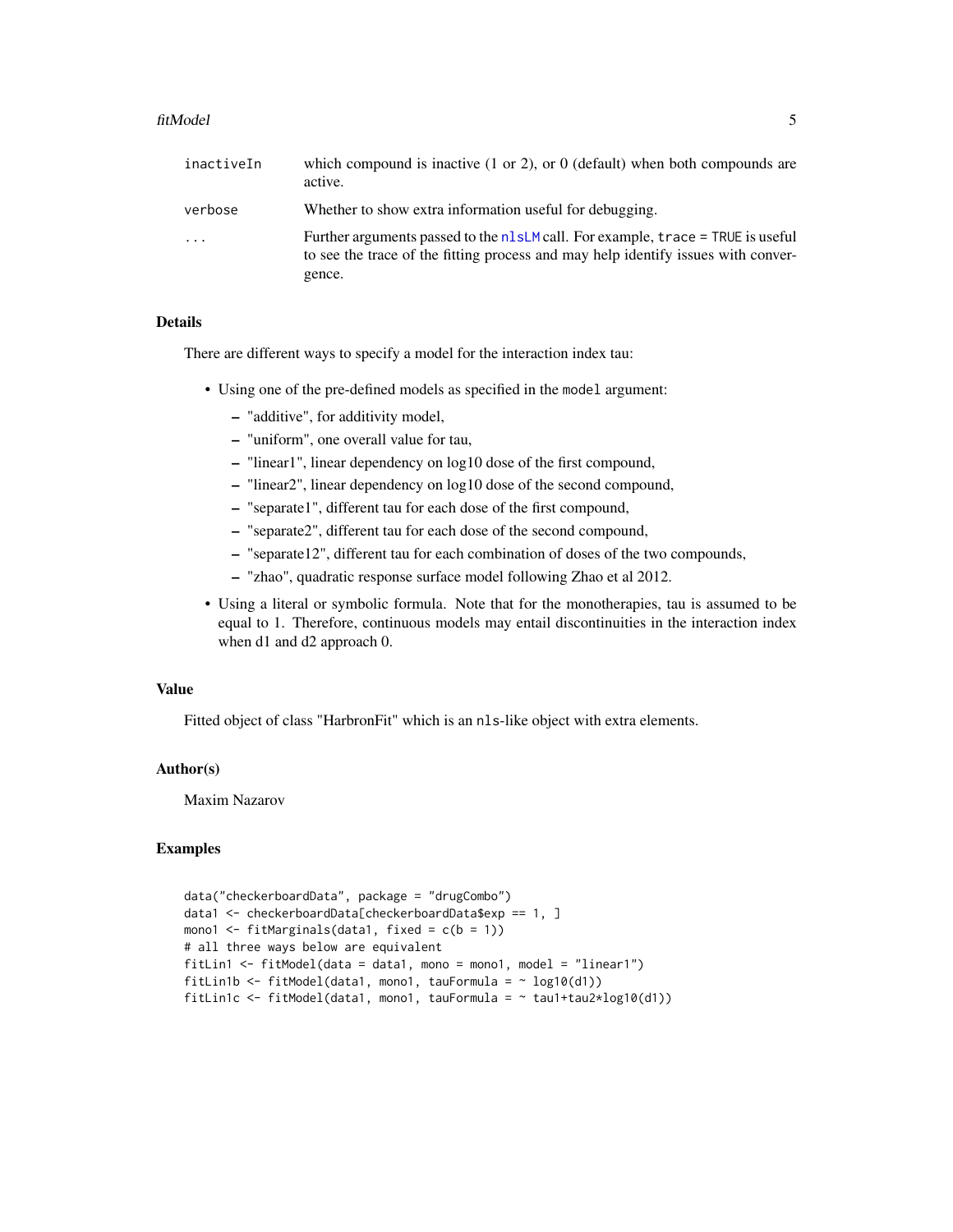| | |
|---|---|
| inactiveIn | which compound is inactive (1 or 2), or 0 (default) when both compounds are active. |
| verbose | Whether to show extra information useful for debugging. |
| ... | Further arguments passed to the nlsLM call. For example, trace = TRUE is useful to see the trace of the fitting process and may help identify issues with convergence. |

## Details

There are different ways to specify a model for the interaction index tau:

- Using one of the pre-defined models as specified in the model argument:
  - "additive", for additivity model,
  - "uniform", one overall value for tau,
  - "linear1", linear dependency on log10 dose of the first compound,
  - "linear2", linear dependency on log10 dose of the second compound,
  - "separate1", different tau for each dose of the first compound,
  - "separate2", different tau for each dose of the second compound,
  - "separate12", different tau for each combination of doses of the two compounds,
  - "zhao", quadratic response surface model following Zhao et al 2012.
- Using a literal or symbolic formula. Note that for the monotherapies, tau is assumed to be equal to 1. Therefore, continuous models may entail discontinuities in the interaction index when d1 and d2 approach 0.

## Value

Fitted object of class "HarbronFit" which is an nls-like object with extra elements.

## Author(s)

Maxim Nazarov

## Examples

```
data("checkerboardData", package = "drugCombo")
data1 <- checkerboardData[checkerboardData$exp == 1, ]
mono1 <- fitMarginals(data1, fixed = c(b = 1))
# all three ways below are equivalent
fitLin1 <- fitModel(data = data1, mono = mono1, model = "linear1")
fitLin1b <- fitModel(data1, mono1, tauFormula = ~ log10(d1))
fitLin1c <- fitModel(data1, mono1, tauFormula = ~ tau1+tau2*log10(d1))
```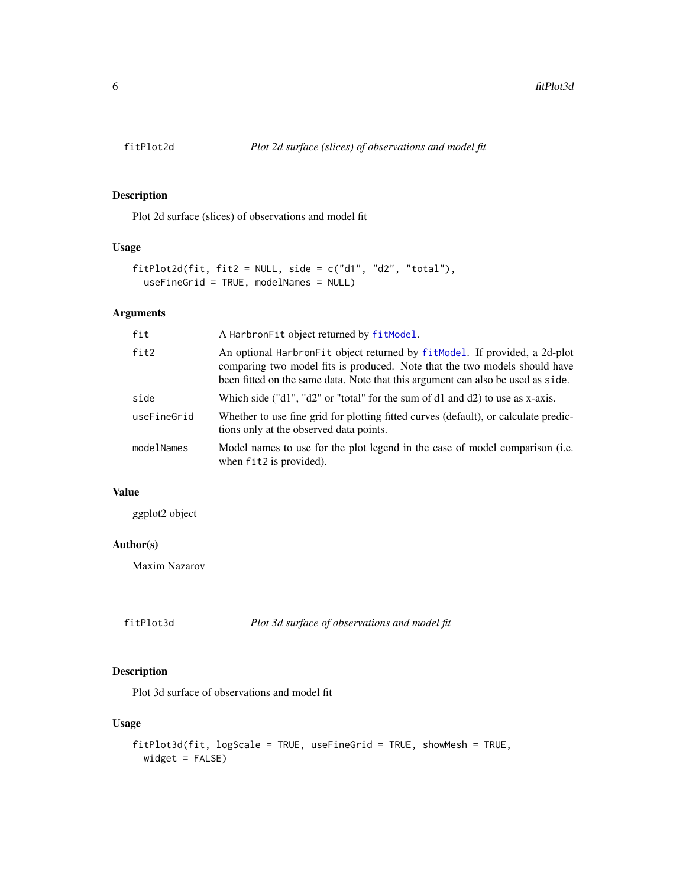## fitPlot2d — *Plot 2d surface (slices) of observations and model fit*

### Description

Plot 2d surface (slices) of observations and model fit

### Usage

```
fitPlot2d(fit, fit2 = NULL, side = c("d1", "d2", "total"),
  useFineGrid = TRUE, modelNames = NULL)
```

### Arguments

| Argument | Description |
|---|---|
| `fit` | A `HarbronFit` object returned by `fitModel`. |
| `fit2` | An optional `HarbronFit` object returned by `fitModel`. If provided, a 2d-plot comparing two model fits is produced. Note that the two models should have been fitted on the same data. Note that this argument can also be used as `side`. |
| `side` | Which side ("d1", "d2" or "total" for the sum of d1 and d2) to use as x-axis. |
| `useFineGrid` | Whether to use fine grid for plotting fitted curves (default), or calculate predictions only at the observed data points. |
| `modelNames` | Model names to use for the plot legend in the case of model comparison (i.e. when `fit2` is provided). |

### Value

ggplot2 object

### Author(s)

Maxim Nazarov

## fitPlot3d — *Plot 3d surface of observations and model fit*

### Description

Plot 3d surface of observations and model fit

### Usage

```
fitPlot3d(fit, logScale = TRUE, useFineGrid = TRUE, showMesh = TRUE,
  widget = FALSE)
```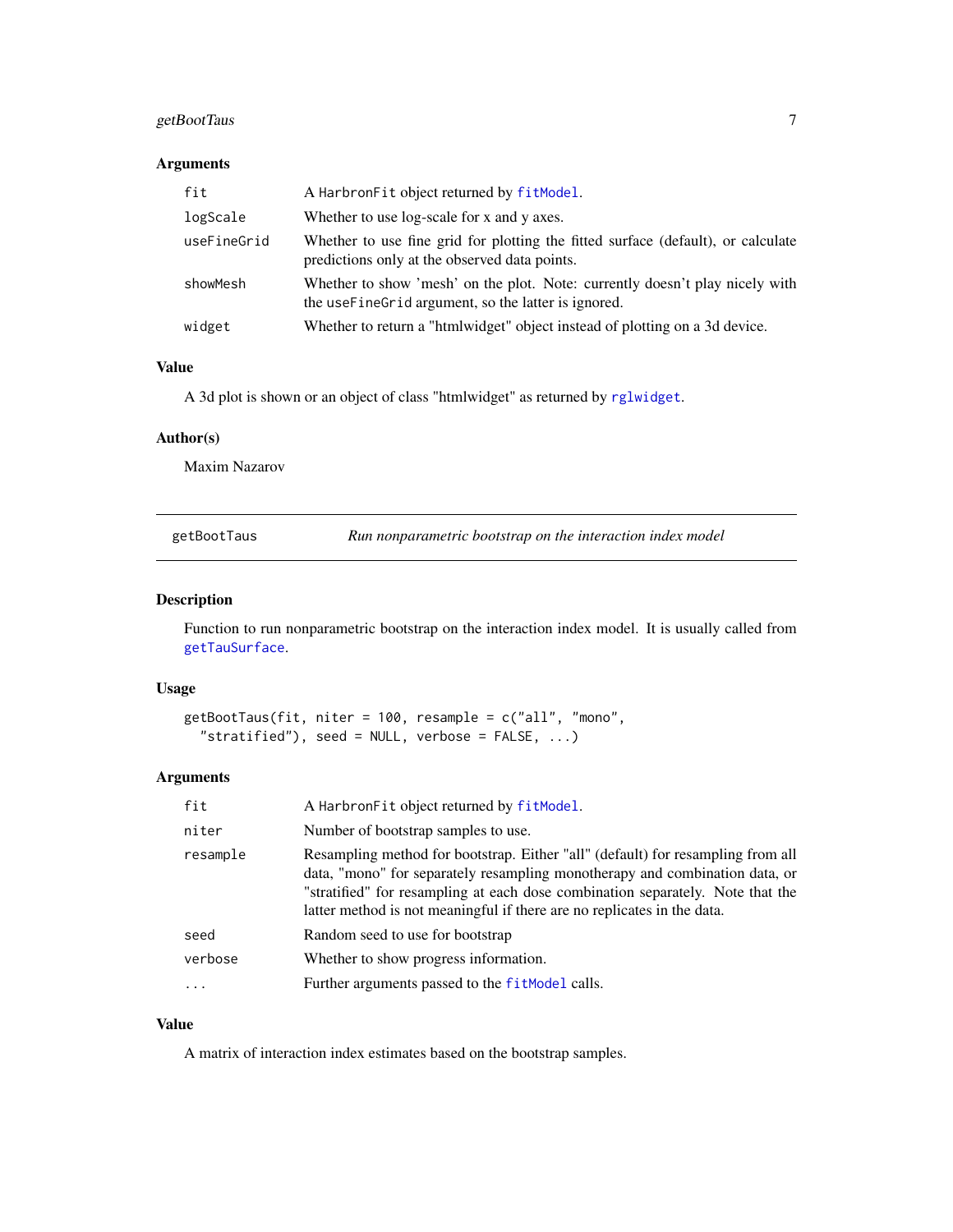### Arguments

| | |
|---|---|
| `fit` | A `HarbronFit` object returned by `fitModel`. |
| `logScale` | Whether to use log-scale for x and y axes. |
| `useFineGrid` | Whether to use fine grid for plotting the fitted surface (default), or calculate predictions only at the observed data points. |
| `showMesh` | Whether to show 'mesh' on the plot. Note: currently doesn't play nicely with the `useFineGrid` argument, so the latter is ignored. |
| `widget` | Whether to return a "htmlwidget" object instead of plotting on a 3d device. |

### Value

A 3d plot is shown or an object of class "htmlwidget" as returned by `rglwidget`.

### Author(s)

Maxim Nazarov

---

## getBootTaus — *Run nonparametric bootstrap on the interaction index model*

### Description

Function to run nonparametric bootstrap on the interaction index model. It is usually called from `getTauSurface`.

### Usage

```
getBootTaus(fit, niter = 100, resample = c("all", "mono",
  "stratified"), seed = NULL, verbose = FALSE, ...)
```

### Arguments

| | |
|---|---|
| `fit` | A `HarbronFit` object returned by `fitModel`. |
| `niter` | Number of bootstrap samples to use. |
| `resample` | Resampling method for bootstrap. Either "all" (default) for resampling from all data, "mono" for separately resampling monotherapy and combination data, or "stratified" for resampling at each dose combination separately. Note that the latter method is not meaningful if there are no replicates in the data. |
| `seed` | Random seed to use for bootstrap |
| `verbose` | Whether to show progress information. |
| `...` | Further arguments passed to the `fitModel` calls. |

### Value

A matrix of interaction index estimates based on the bootstrap samples.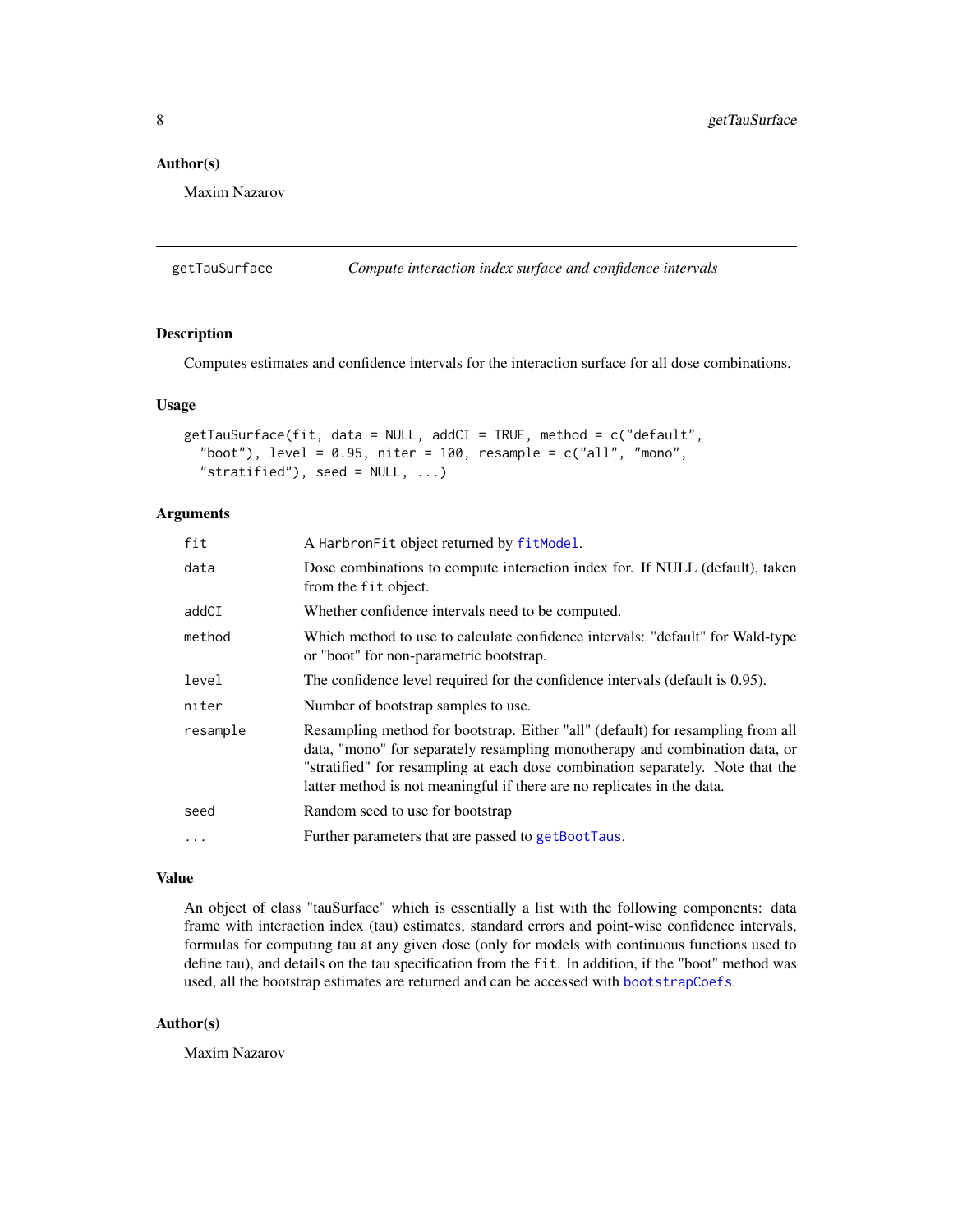### Author(s)

Maxim Nazarov

---

## getTauSurface *Compute interaction index surface and confidence intervals*

### Description

Computes estimates and confidence intervals for the interaction surface for all dose combinations.

### Usage

```
getTauSurface(fit, data = NULL, addCI = TRUE, method = c("default",
  "boot"), level = 0.95, niter = 100, resample = c("all", "mono",
  "stratified"), seed = NULL, ...)
```

### Arguments

| | |
|---|---|
| fit | A HarbronFit object returned by fitModel. |
| data | Dose combinations to compute interaction index for. If NULL (default), taken from the fit object. |
| addCI | Whether confidence intervals need to be computed. |
| method | Which method to use to calculate confidence intervals: "default" for Wald-type or "boot" for non-parametric bootstrap. |
| level | The confidence level required for the confidence intervals (default is 0.95). |
| niter | Number of bootstrap samples to use. |
| resample | Resampling method for bootstrap. Either "all" (default) for resampling from all data, "mono" for separately resampling monotherapy and combination data, or "stratified" for resampling at each dose combination separately. Note that the latter method is not meaningful if there are no replicates in the data. |
| seed | Random seed to use for bootstrap |
| ... | Further parameters that are passed to getBootTaus. |

### Value

An object of class "tauSurface" which is essentially a list with the following components: data frame with interaction index (tau) estimates, standard errors and point-wise confidence intervals, formulas for computing tau at any given dose (only for models with continuous functions used to define tau), and details on the tau specification from the fit. In addition, if the "boot" method was used, all the bootstrap estimates are returned and can be accessed with bootstrapCoefs.

### Author(s)

Maxim Nazarov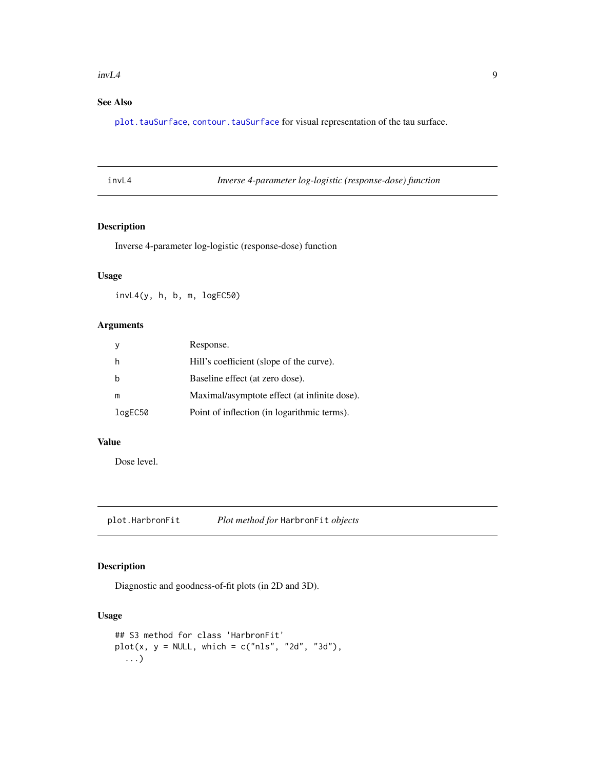## See Also

`plot.tauSurface`, `contour.tauSurface` for visual representation of the tau surface.

---

# invL4 — *Inverse 4-parameter log-logistic (response-dose) function*

## Description

Inverse 4-parameter log-logistic (response-dose) function

## Usage

```
invL4(y, h, b, m, logEC50)
```

## Arguments

| | |
|---|---|
| `y` | Response. |
| `h` | Hill's coefficient (slope of the curve). |
| `b` | Baseline effect (at zero dose). |
| `m` | Maximal/asymptote effect (at infinite dose). |
| `logEC50` | Point of inflection (in logarithmic terms). |

## Value

Dose level.

---

# plot.HarbronFit — *Plot method for* `HarbronFit` *objects*

## Description

Diagnostic and goodness-of-fit plots (in 2D and 3D).

## Usage

```
## S3 method for class 'HarbronFit'
plot(x, y = NULL, which = c("nls", "2d", "3d"),
  ...)
```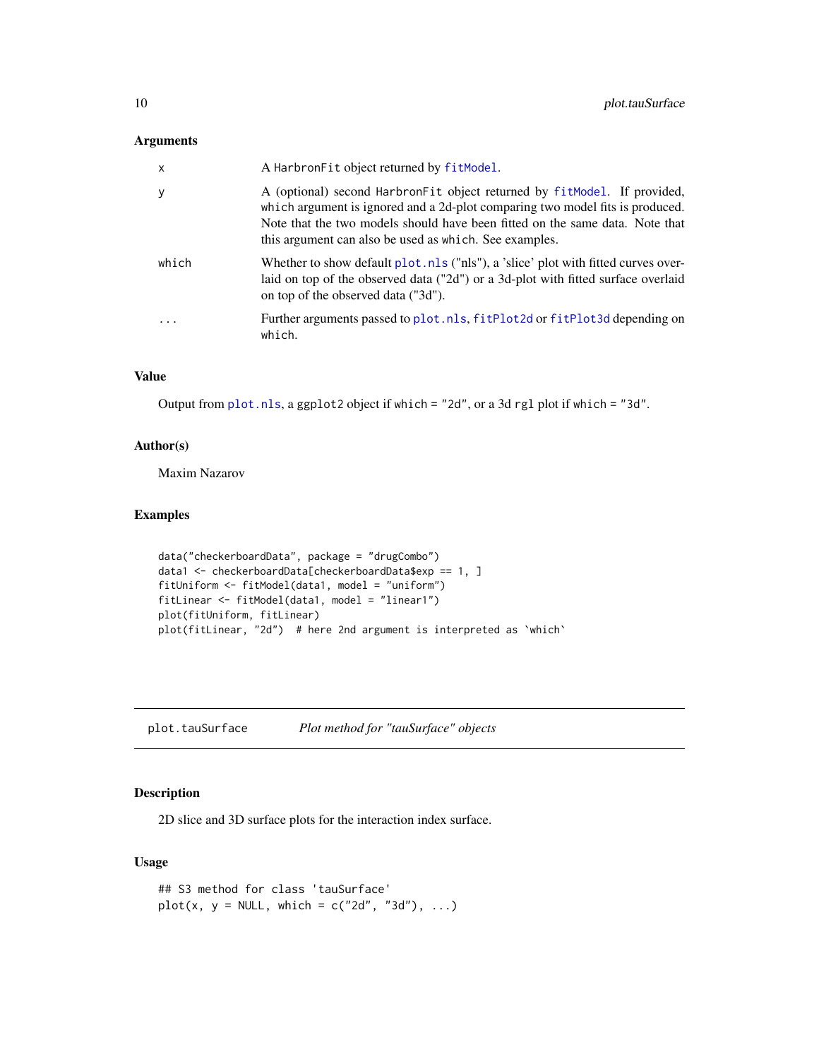### Arguments

| | |
|---|---|
| x | A HarbronFit object returned by fitModel. |
| y | A (optional) second HarbronFit object returned by fitModel. If provided, which argument is ignored and a 2d-plot comparing two model fits is produced. Note that the two models should have been fitted on the same data. Note that this argument can also be used as which. See examples. |
| which | Whether to show default plot.nls ("nls"), a 'slice' plot with fitted curves overlaid on top of the observed data ("2d") or a 3d-plot with fitted surface overlaid on top of the observed data ("3d"). |
| ... | Further arguments passed to plot.nls, fitPlot2d or fitPlot3d depending on which. |

### Value

Output from plot.nls, a ggplot2 object if which = "2d", or a 3d rgl plot if which = "3d".

### Author(s)

Maxim Nazarov

### Examples

```
data("checkerboardData", package = "drugCombo")
data1 <- checkerboardData[checkerboardData$exp == 1, ]
fitUniform <- fitModel(data1, model = "uniform")
fitLinear <- fitModel(data1, model = "linear1")
plot(fitUniform, fitLinear)
plot(fitLinear, "2d")  # here 2nd argument is interpreted as `which`
```

---

## plot.tauSurface *Plot method for "tauSurface" objects*

### Description

2D slice and 3D surface plots for the interaction index surface.

### Usage

```
## S3 method for class 'tauSurface'
plot(x, y = NULL, which = c("2d", "3d"), ...)
```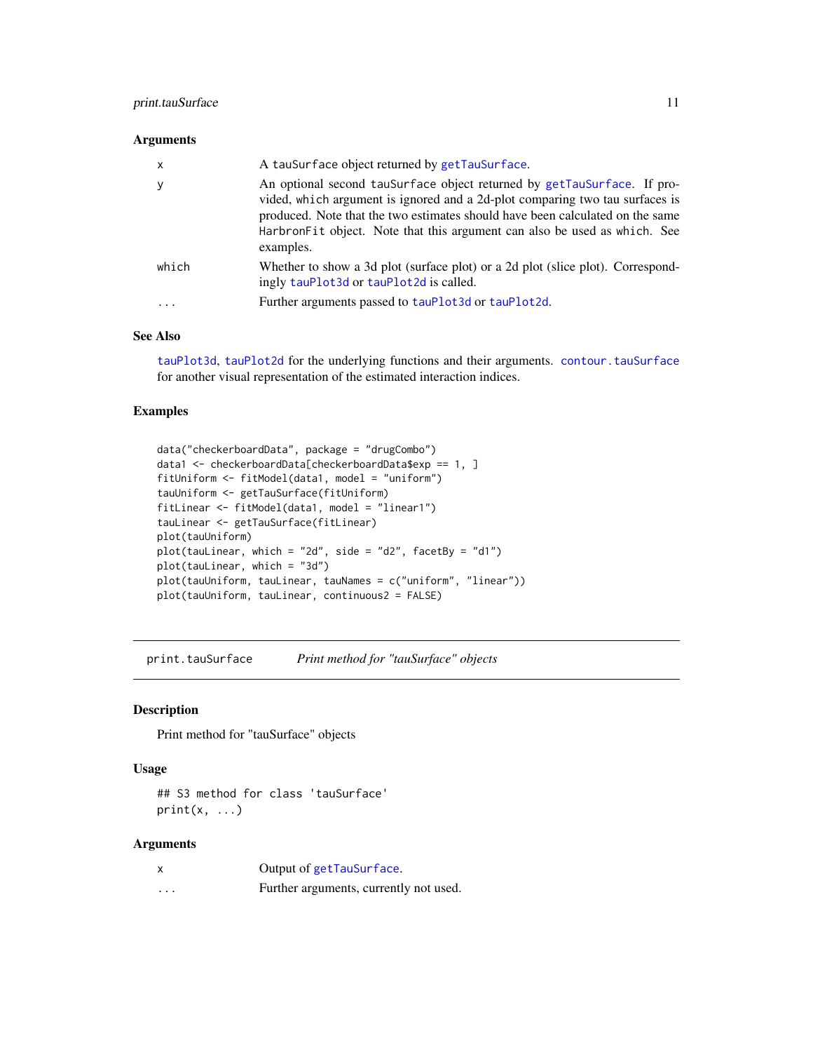### Arguments

| | |
|---|---|
| x | A tauSurface object returned by getTauSurface. |
| y | An optional second tauSurface object returned by getTauSurface. If provided, which argument is ignored and a 2d-plot comparing two tau surfaces is produced. Note that the two estimates should have been calculated on the same HarbronFit object. Note that this argument can also be used as which. See examples. |
| which | Whether to show a 3d plot (surface plot) or a 2d plot (slice plot). Correspondingly tauPlot3d or tauPlot2d is called. |
| ... | Further arguments passed to tauPlot3d or tauPlot2d. |

### See Also

tauPlot3d, tauPlot2d for the underlying functions and their arguments. contour.tauSurface for another visual representation of the estimated interaction indices.

### Examples

```
data("checkerboardData", package = "drugCombo")
data1 <- checkerboardData[checkerboardData$exp == 1, ]
fitUniform <- fitModel(data1, model = "uniform")
tauUniform <- getTauSurface(fitUniform)
fitLinear <- fitModel(data1, model = "linear1")
tauLinear <- getTauSurface(fitLinear)
plot(tauUniform)
plot(tauLinear, which = "2d", side = "d2", facetBy = "d1")
plot(tauLinear, which = "3d")
plot(tauUniform, tauLinear, tauNames = c("uniform", "linear"))
plot(tauUniform, tauLinear, continuous2 = FALSE)
```

---

## print.tauSurface *Print method for "tauSurface" objects*

### Description

Print method for "tauSurface" objects

### Usage

```
## S3 method for class 'tauSurface'
print(x, ...)
```

### Arguments

| | |
|---|---|
| x | Output of getTauSurface. |
| ... | Further arguments, currently not used. |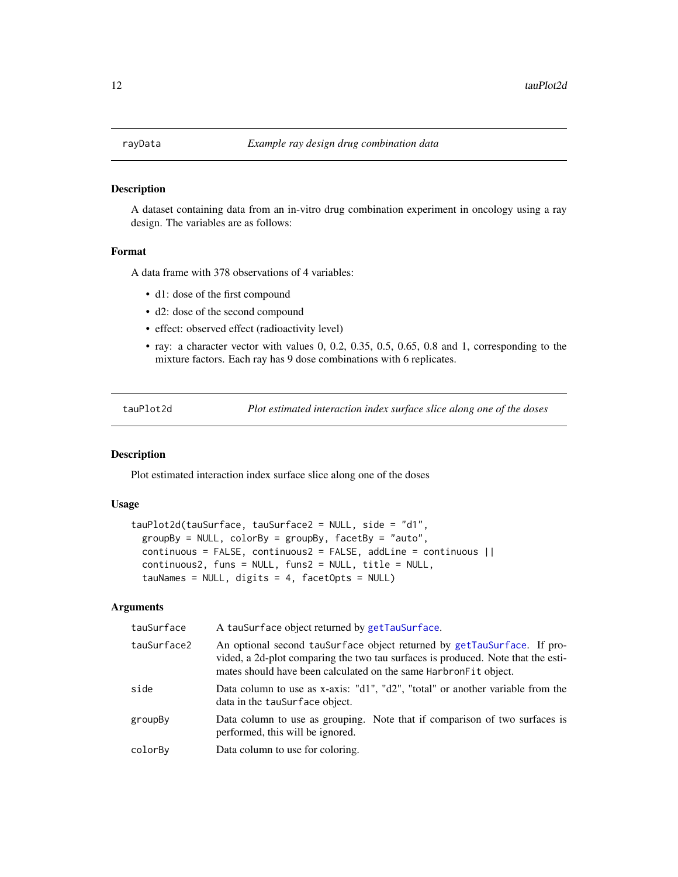## rayData — *Example ray design drug combination data*

### Description

A dataset containing data from an in-vitro drug combination experiment in oncology using a ray design. The variables are as follows:

### Format

A data frame with 378 observations of 4 variables:

- d1: dose of the first compound
- d2: dose of the second compound
- effect: observed effect (radioactivity level)
- ray: a character vector with values 0, 0.2, 0.35, 0.5, 0.65, 0.8 and 1, corresponding to the mixture factors. Each ray has 9 dose combinations with 6 replicates.

## tauPlot2d — *Plot estimated interaction index surface slice along one of the doses*

### Description

Plot estimated interaction index surface slice along one of the doses

### Usage

```
tauPlot2d(tauSurface, tauSurface2 = NULL, side = "d1",
  groupBy = NULL, colorBy = groupBy, facetBy = "auto",
  continuous = FALSE, continuous2 = FALSE, addLine = continuous ||
  continuous2, funs = NULL, funs2 = NULL, title = NULL,
  tauNames = NULL, digits = 4, facetOpts = NULL)
```

### Arguments

| | |
|---|---|
| `tauSurface` | A `tauSurface` object returned by `getTauSurface`. |
| `tauSurface2` | An optional second `tauSurface` object returned by `getTauSurface`. If provided, a 2d-plot comparing the two tau surfaces is produced. Note that the estimates should have been calculated on the same `HarbronFit` object. |
| `side` | Data column to use as x-axis: "d1", "d2", "total" or another variable from the data in the `tauSurface` object. |
| `groupBy` | Data column to use as grouping. Note that if comparison of two surfaces is performed, this will be ignored. |
| `colorBy` | Data column to use for coloring. |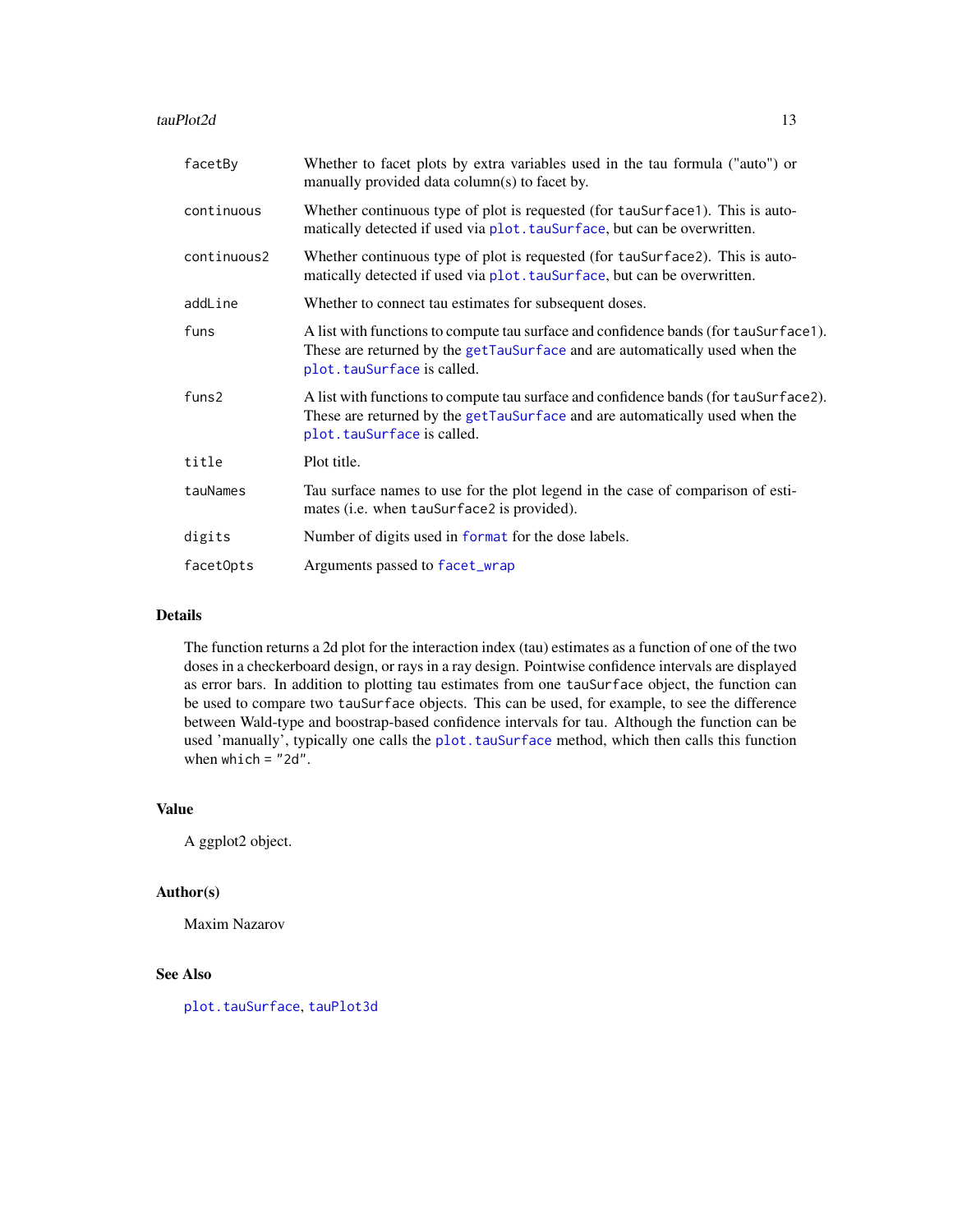| | |
|---|---|
| `facetBy` | Whether to facet plots by extra variables used in the tau formula ("auto") or manually provided data column(s) to facet by. |
| `continuous` | Whether continuous type of plot is requested (for `tauSurface1`). This is automatically detected if used via `plot.tauSurface`, but can be overwritten. |
| `continuous2` | Whether continuous type of plot is requested (for `tauSurface2`). This is automatically detected if used via `plot.tauSurface`, but can be overwritten. |
| `addLine` | Whether to connect tau estimates for subsequent doses. |
| `funs` | A list with functions to compute tau surface and confidence bands (for `tauSurface1`). These are returned by the `getTauSurface` and are automatically used when the `plot.tauSurface` is called. |
| `funs2` | A list with functions to compute tau surface and confidence bands (for `tauSurface2`). These are returned by the `getTauSurface` and are automatically used when the `plot.tauSurface` is called. |
| `title` | Plot title. |
| `tauNames` | Tau surface names to use for the plot legend in the case of comparison of estimates (i.e. when `tauSurface2` is provided). |
| `digits` | Number of digits used in `format` for the dose labels. |
| `facetOpts` | Arguments passed to `facet_wrap` |

## Details

The function returns a 2d plot for the interaction index (tau) estimates as a function of one of the two doses in a checkerboard design, or rays in a ray design. Pointwise confidence intervals are displayed as error bars. In addition to plotting tau estimates from one `tauSurface` object, the function can be used to compare two `tauSurface` objects. This can be used, for example, to see the difference between Wald-type and boostrap-based confidence intervals for tau. Although the function can be used 'manually', typically one calls the `plot.tauSurface` method, which then calls this function when `which = "2d"`.

## Value

A ggplot2 object.

## Author(s)

Maxim Nazarov

## See Also

`plot.tauSurface`, `tauPlot3d`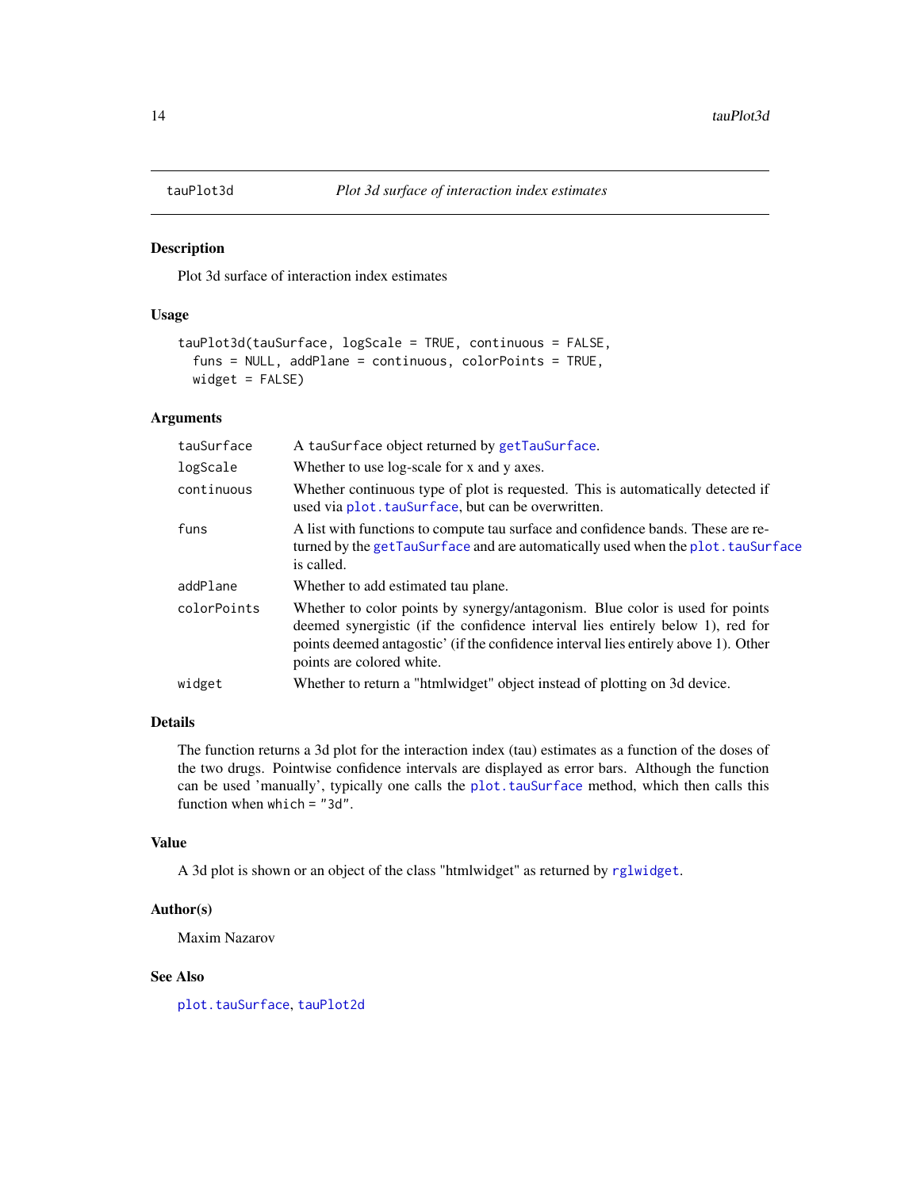# tauPlot3d — *Plot 3d surface of interaction index estimates*

## Description

Plot 3d surface of interaction index estimates

## Usage

```
tauPlot3d(tauSurface, logScale = TRUE, continuous = FALSE,
  funs = NULL, addPlane = continuous, colorPoints = TRUE,
  widget = FALSE)
```

## Arguments

| | |
|---|---|
| `tauSurface` | A `tauSurface` object returned by `getTauSurface`. |
| `logScale` | Whether to use log-scale for x and y axes. |
| `continuous` | Whether continuous type of plot is requested. This is automatically detected if used via `plot.tauSurface`, but can be overwritten. |
| `funs` | A list with functions to compute tau surface and confidence bands. These are returned by the `getTauSurface` and are automatically used when the `plot.tauSurface` is called. |
| `addPlane` | Whether to add estimated tau plane. |
| `colorPoints` | Whether to color points by synergy/antagonism. Blue color is used for points deemed synergistic (if the confidence interval lies entirely below 1), red for points deemed antagostic' (if the confidence interval lies entirely above 1). Other points are colored white. |
| `widget` | Whether to return a "htmlwidget" object instead of plotting on 3d device. |

## Details

The function returns a 3d plot for the interaction index (tau) estimates as a function of the doses of the two drugs. Pointwise confidence intervals are displayed as error bars. Although the function can be used 'manually', typically one calls the `plot.tauSurface` method, which then calls this function when `which = "3d"`.

## Value

A 3d plot is shown or an object of the class "htmlwidget" as returned by `rglwidget`.

## Author(s)

Maxim Nazarov

## See Also

`plot.tauSurface`, `tauPlot2d`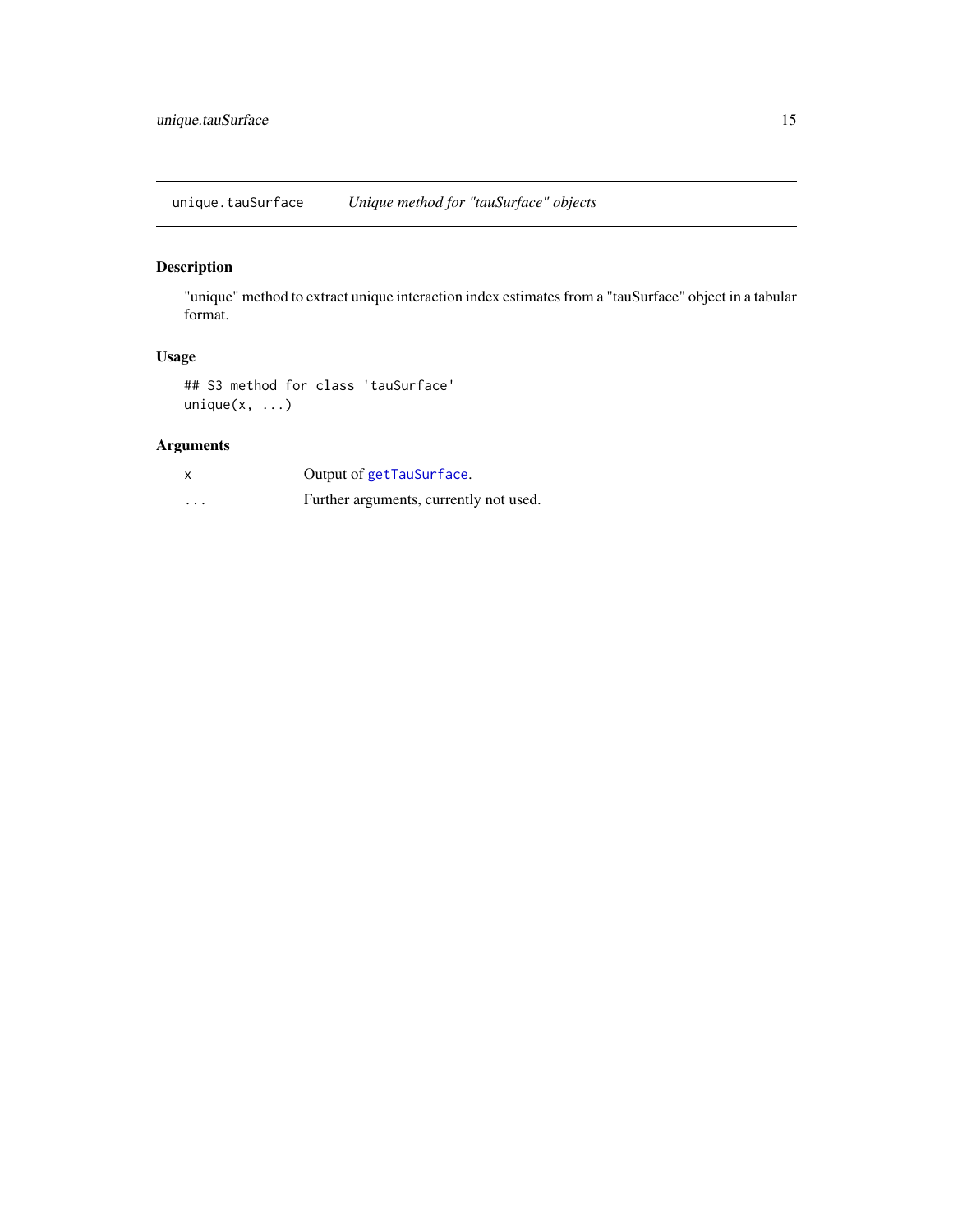## unique.tauSurface *Unique method for "tauSurface" objects*

### Description

"unique" method to extract unique interaction index estimates from a "tauSurface" object in a tabular format.

### Usage

```
## S3 method for class 'tauSurface'
unique(x, ...)
```

### Arguments

| | |
|---|---|
| x | Output of getTauSurface. |
| ... | Further arguments, currently not used. |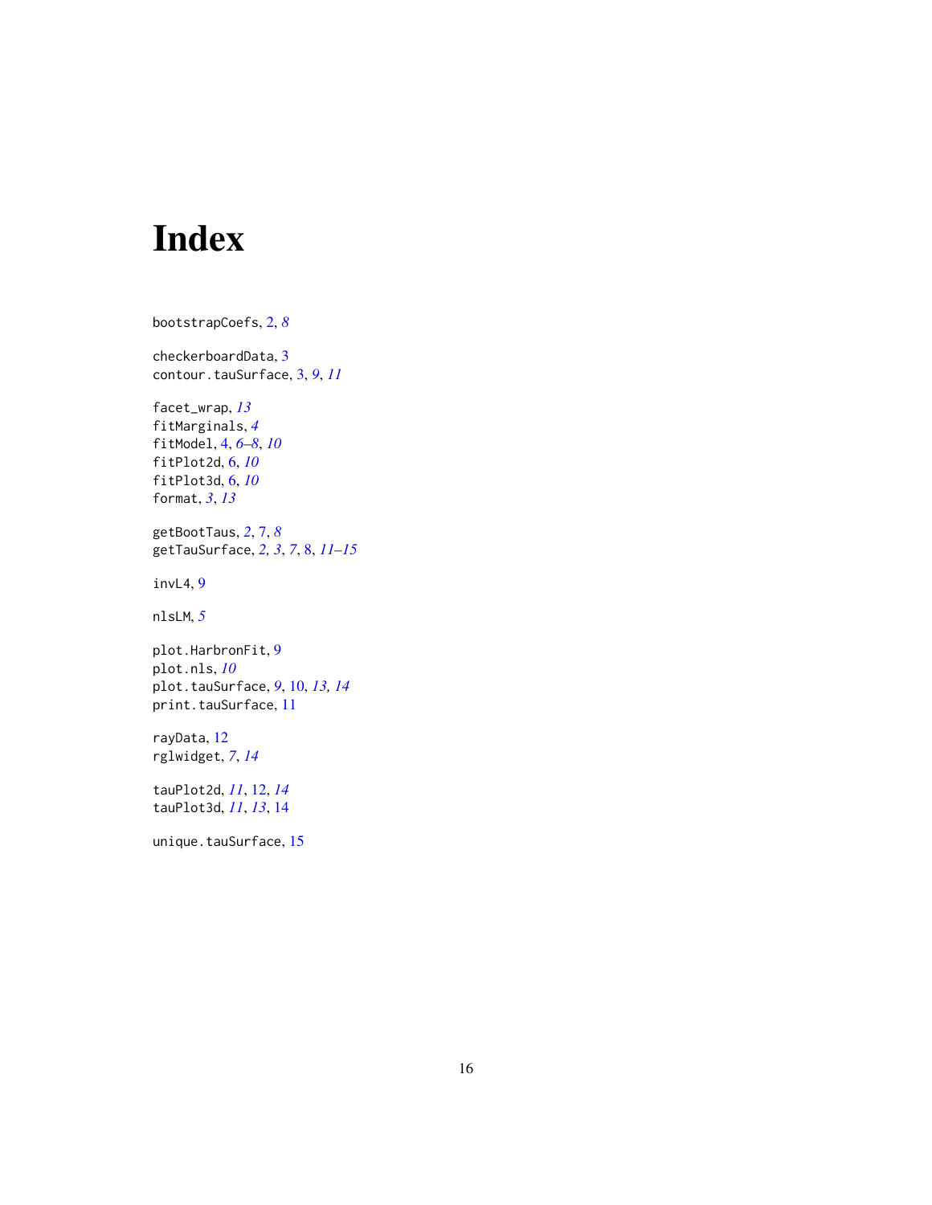# Index

bootstrapCoefs, 2, *8*

checkerboardData, 3
contour.tauSurface, 3, *9*, *11*

facet_wrap, *13*
fitMarginals, *4*
fitModel, 4, *6–8*, *10*
fitPlot2d, 6, *10*
fitPlot3d, 6, *10*
format, *3*, *13*

getBootTaus, *2*, 7, *8*
getTauSurface, *2, 3*, *7*, 8, *11–15*

invL4, 9

nlsLM, *5*

plot.HarbronFit, 9
plot.nls, *10*
plot.tauSurface, *9*, 10, *13, 14*
print.tauSurface, 11

rayData, 12
rglwidget, *7*, *14*

tauPlot2d, *11*, 12, *14*
tauPlot3d, *11*, *13*, 14

unique.tauSurface, 15